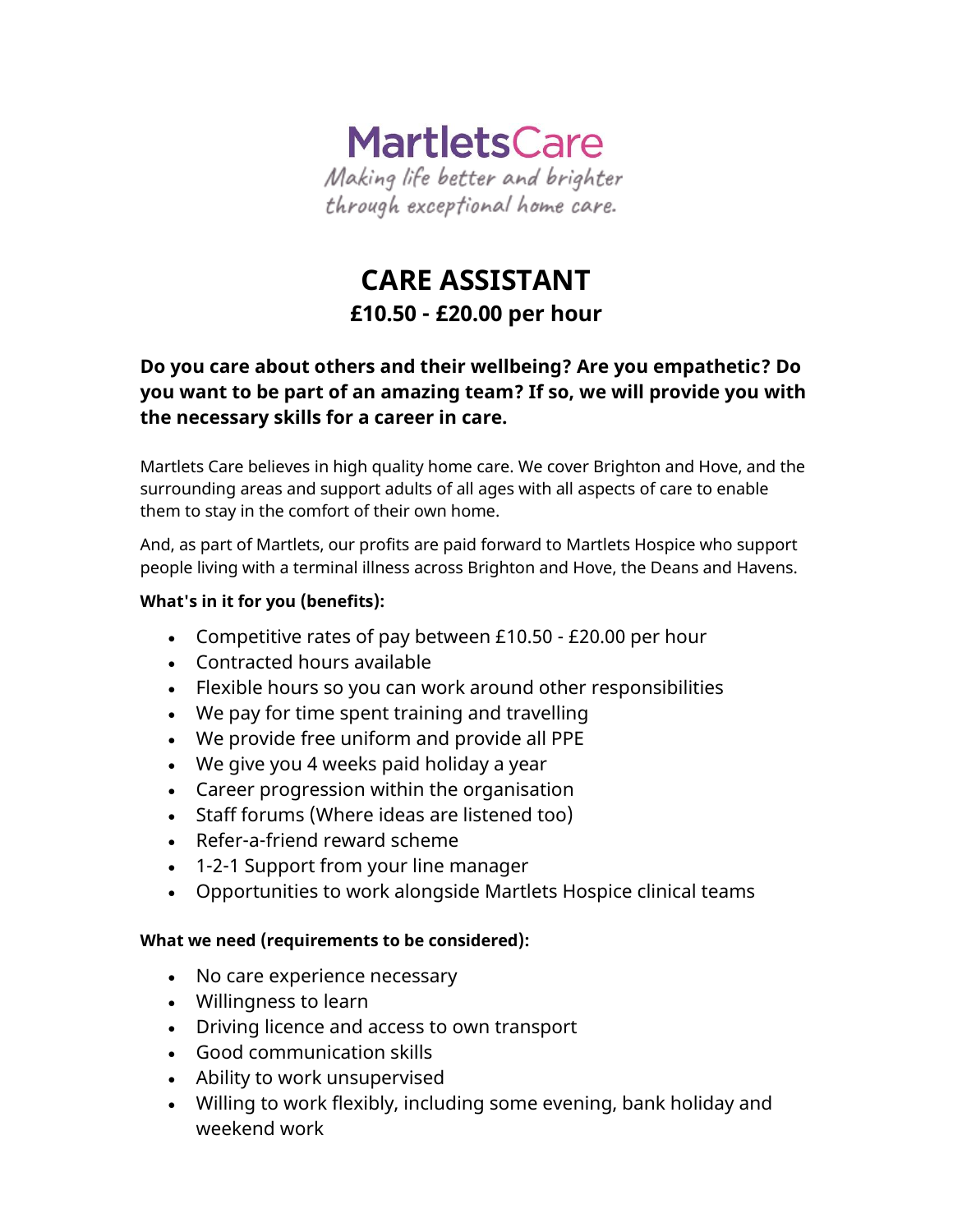MartletsCare

*Making life better and brighter through exceptional home care.*

# CARE ASSISTANT

## £10.50 - £20.00 per hour

### Do you care about others and their wellbeing? Are you empathetic? Do you want to be part of an amazing team? If so, we will provide you with the necessary skills for a career in care.

Martlets Care believes in high quality home care. We cover Brighton and Hove, and the surrounding areas and support adults of all ages with all aspects of care to enable them to stay in the comfort of their own home.

And, as part of Martlets, our profits are paid forward to Martlets Hospice who support people living with a terminal illness across Brighton and Hove, the Deans and Havens.

**What's in it for you (benefits):**

- Competitive rates of pay between £10.50 - £20.00 per hour
- Contracted hours available
- Flexible hours so you can work around other responsibilities
- We pay for time spent training and travelling
- We provide free uniform and provide all PPE
- We give you 4 weeks paid holiday a year
- Career progression within the organisation
- Staff forums (Where ideas are listened too)
- Refer-a-friend reward scheme
- 1-2-1 Support from your line manager
- Opportunities to work alongside Martlets Hospice clinical teams

**What we need (requirements to be considered):**

- No care experience necessary
- Willingness to learn
- Driving licence and access to own transport
- Good communication skills
- Ability to work unsupervised
- Willing to work flexibly, including some evening, bank holiday and weekend work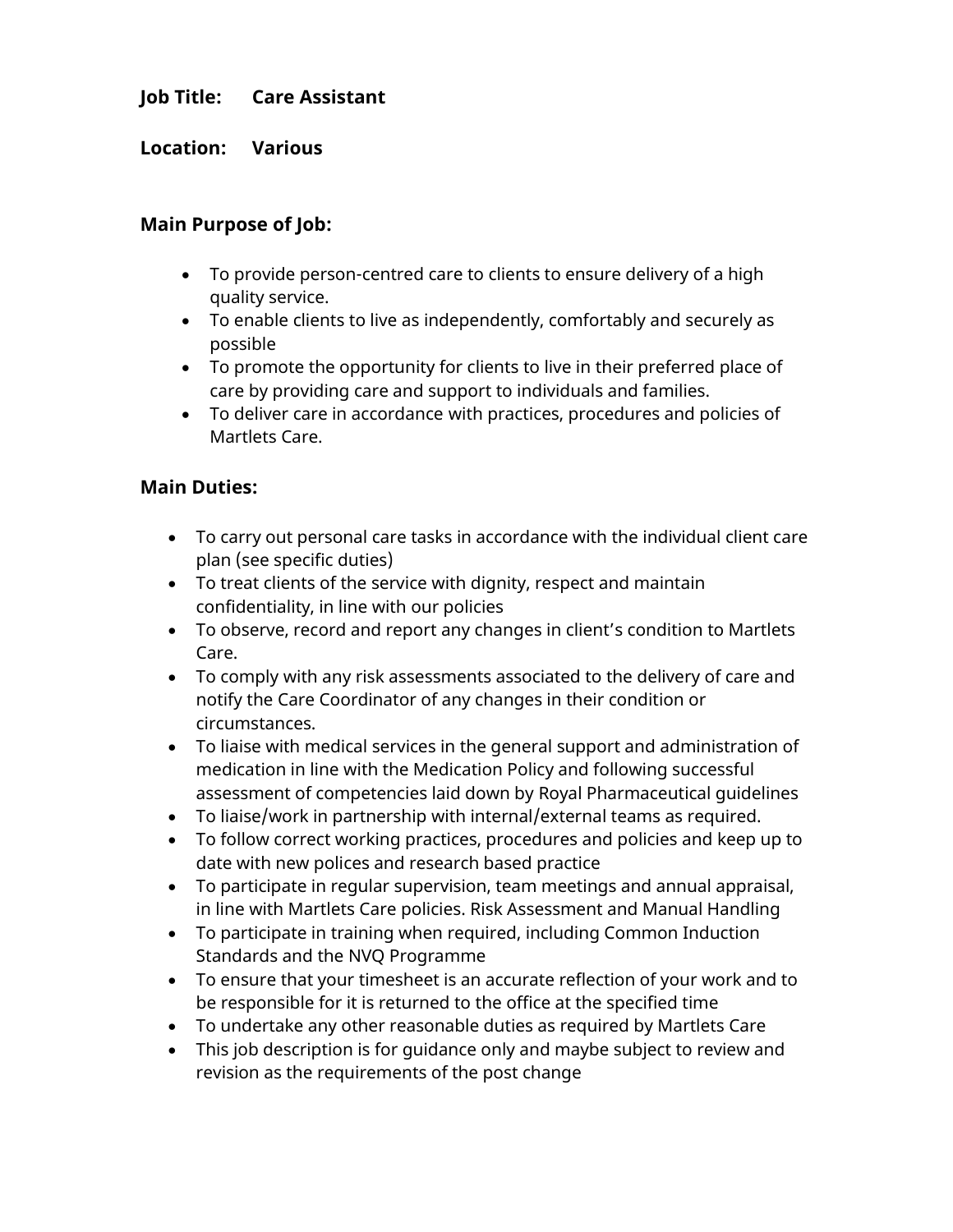**Job Title:** **Care Assistant**

**Location:** **Various**

### Main Purpose of Job:

- To provide person-centred care to clients to ensure delivery of a high quality service.
- To enable clients to live as independently, comfortably and securely as possible
- To promote the opportunity for clients to live in their preferred place of care by providing care and support to individuals and families.
- To deliver care in accordance with practices, procedures and policies of Martlets Care.

### Main Duties:

- To carry out personal care tasks in accordance with the individual client care plan (see specific duties)
- To treat clients of the service with dignity, respect and maintain confidentiality, in line with our policies
- To observe, record and report any changes in client's condition to Martlets Care.
- To comply with any risk assessments associated to the delivery of care and notify the Care Coordinator of any changes in their condition or circumstances.
- To liaise with medical services in the general support and administration of medication in line with the Medication Policy and following successful assessment of competencies laid down by Royal Pharmaceutical guidelines
- To liaise/work in partnership with internal/external teams as required.
- To follow correct working practices, procedures and policies and keep up to date with new polices and research based practice
- To participate in regular supervision, team meetings and annual appraisal, in line with Martlets Care policies. Risk Assessment and Manual Handling
- To participate in training when required, including Common Induction Standards and the NVQ Programme
- To ensure that your timesheet is an accurate reflection of your work and to be responsible for it is returned to the office at the specified time
- To undertake any other reasonable duties as required by Martlets Care
- This job description is for guidance only and maybe subject to review and revision as the requirements of the post change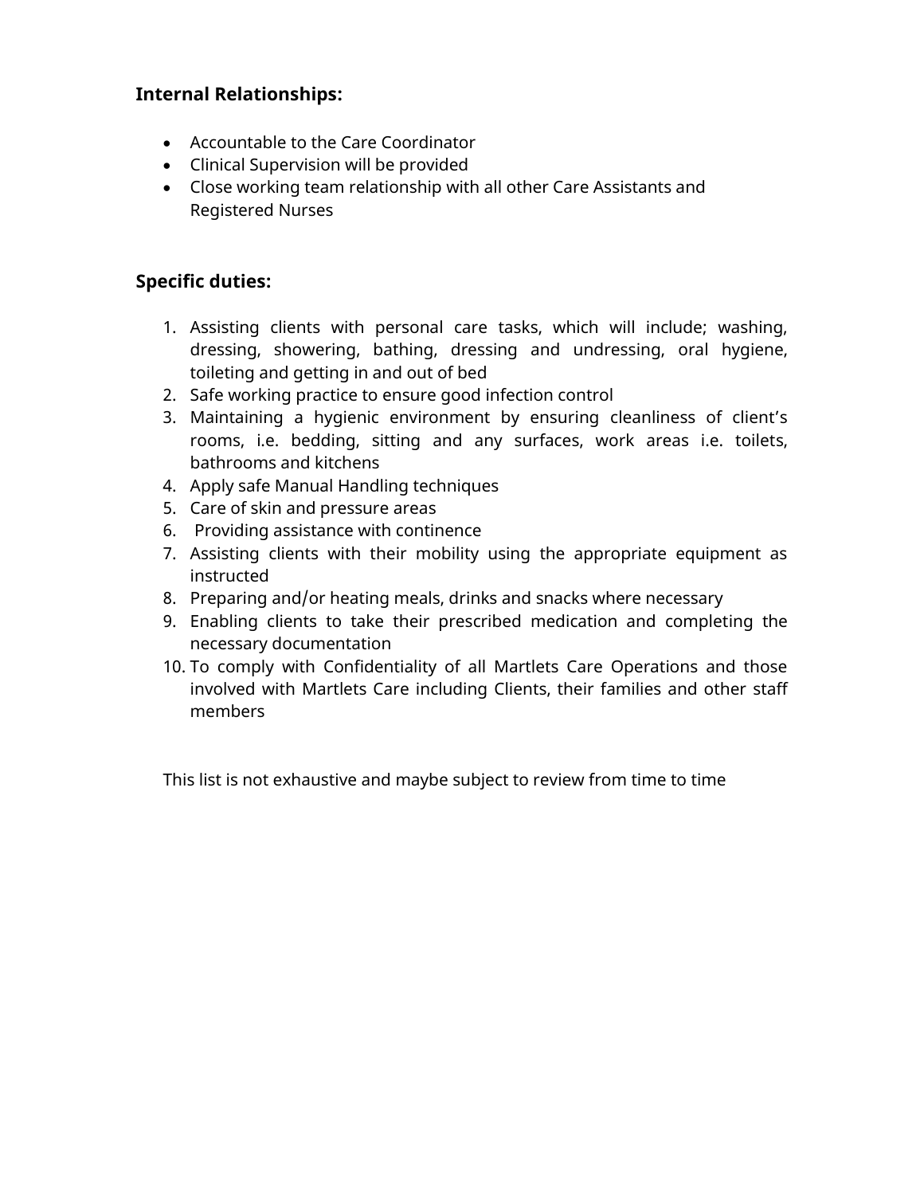## Internal Relationships:

- Accountable to the Care Coordinator
- Clinical Supervision will be provided
- Close working team relationship with all other Care Assistants and Registered Nurses

## Specific duties:

1. Assisting clients with personal care tasks, which will include; washing, dressing, showering, bathing, dressing and undressing, oral hygiene, toileting and getting in and out of bed
2. Safe working practice to ensure good infection control
3. Maintaining a hygienic environment by ensuring cleanliness of client's rooms, i.e. bedding, sitting and any surfaces, work areas i.e. toilets, bathrooms and kitchens
4. Apply safe Manual Handling techniques
5. Care of skin and pressure areas
6. Providing assistance with continence
7. Assisting clients with their mobility using the appropriate equipment as instructed
8. Preparing and/or heating meals, drinks and snacks where necessary
9. Enabling clients to take their prescribed medication and completing the necessary documentation
10. To comply with Confidentiality of all Martlets Care Operations and those involved with Martlets Care including Clients, their families and other staff members

This list is not exhaustive and maybe subject to review from time to time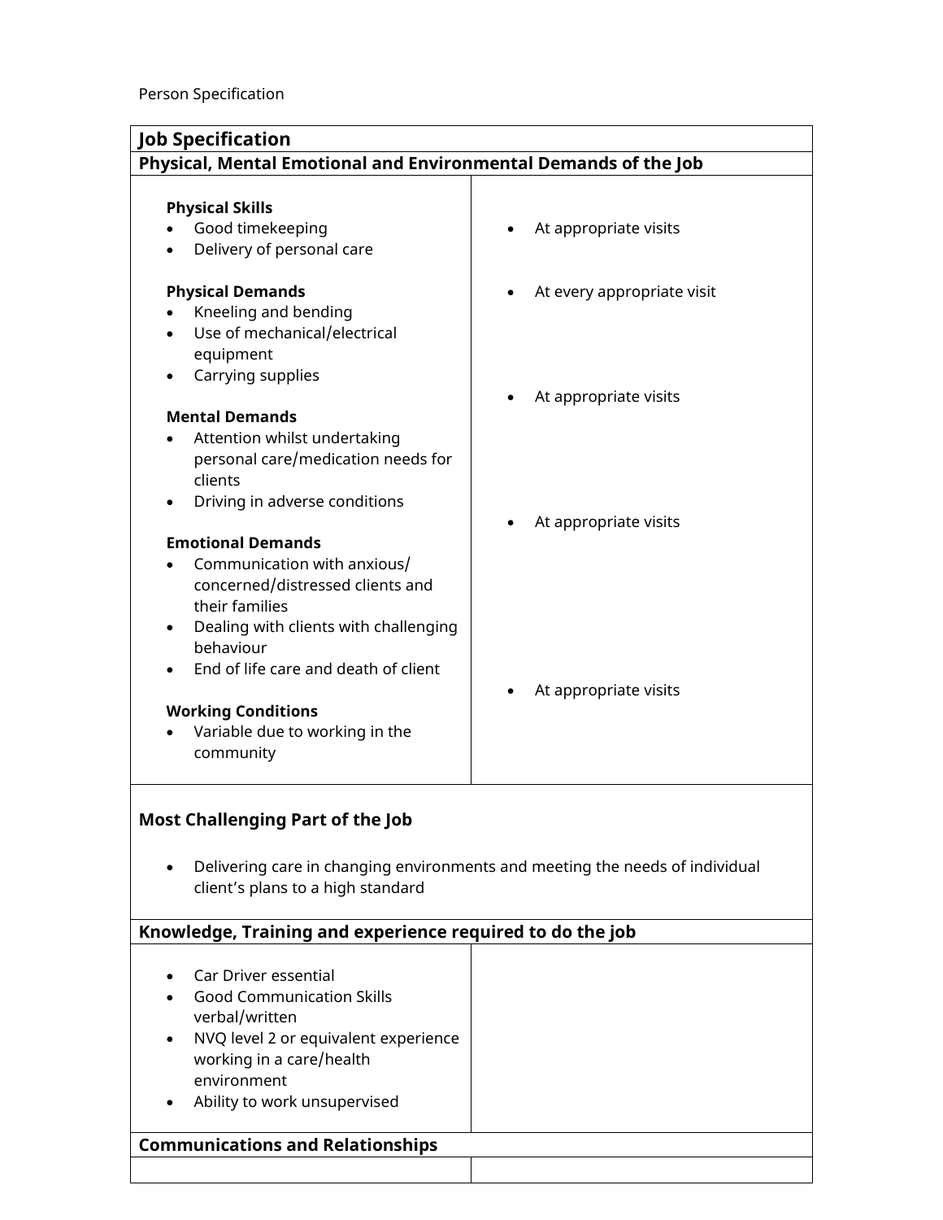Person Specification

| **Job Specification** | |
|---|---|
| **Physical, Mental Emotional and Environmental Demands of the Job** | |
| **Physical Skills**<br>• Good timekeeping<br>• Delivery of personal care<br><br>**Physical Demands**<br>• Kneeling and bending<br>• Use of mechanical/electrical equipment<br>• Carrying supplies<br><br>**Mental Demands**<br>• Attention whilst undertaking personal care/medication needs for clients<br>• Driving in adverse conditions<br><br>**Emotional Demands**<br>• Communication with anxious/ concerned/distressed clients and their families<br>• Dealing with clients with challenging behaviour<br>• End of life care and death of client<br><br>**Working Conditions**<br>• Variable due to working in the community | • At appropriate visits<br><br>• At every appropriate visit<br><br>• At appropriate visits<br><br>• At appropriate visits<br><br>• At appropriate visits |
| **Most Challenging Part of the Job**<br><br>• Delivering care in changing environments and meeting the needs of individual client's plans to a high standard | |
| **Knowledge, Training and experience required to do the job** | |
| • Car Driver essential<br>• Good Communication Skills verbal/written<br>• NVQ level 2 or equivalent experience working in a care/health environment<br>• Ability to work unsupervised | |
| **Communications and Relationships** | |
| | |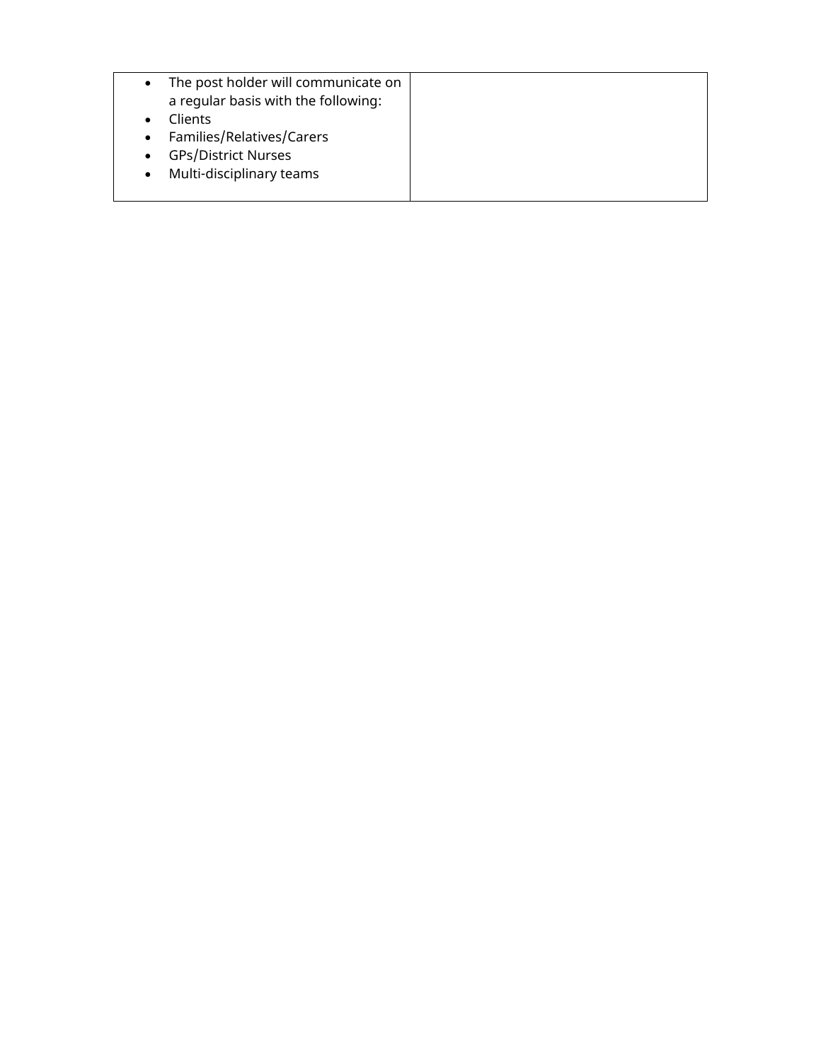| | |
|---|---|
| • The post holder will communicate on a regular basis with the following:<br>• Clients<br>• Families/Relatives/Carers<br>• GPs/District Nurses<br>• Multi-disciplinary teams | |